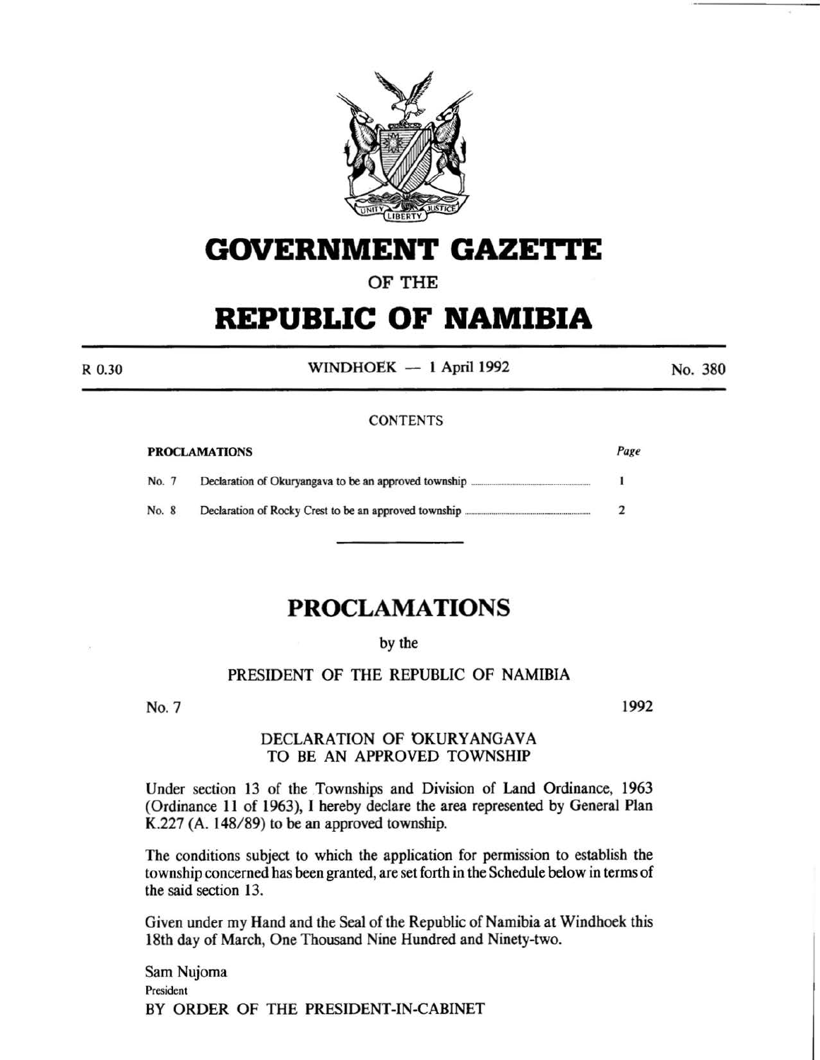# GOVERNMENT GAZETTE

OF THE

# REPUBLIC OF NAMIBIA

R 0.30 | WINDHOEK — 1 April 1992 | No. 380

CONTENTS

| PROCLAMATIONS | | Page |
|---|---|---|
| No. 7 | Declaration of Okuryangava to be an approved township | 1 |
| No. 8 | Declaration of Rocky Crest to be an approved township | 2 |

## PROCLAMATIONS

by the

PRESIDENT OF THE REPUBLIC OF NAMIBIA

No. 7 | 1992

### DECLARATION OF OKURYANGAVA TO BE AN APPROVED TOWNSHIP

Under section 13 of the Townships and Division of Land Ordinance, 1963 (Ordinance 11 of 1963), I hereby declare the area represented by General Plan K.227 (A. 148/89) to be an approved township.

The conditions subject to which the application for permission to establish the township concerned has been granted, are set forth in the Schedule below in terms of the said section 13.

Given under my Hand and the Seal of the Republic of Namibia at Windhoek this 18th day of March, One Thousand Nine Hundred and Ninety-two.

Sam Nujoma
President
BY ORDER OF THE PRESIDENT-IN-CABINET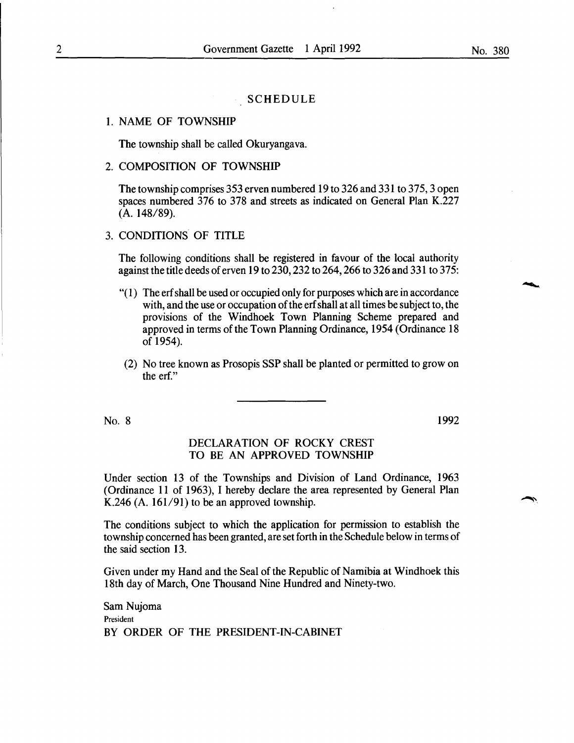## SCHEDULE

### 1. NAME OF TOWNSHIP

The township shall be called Okuryangava.

### 2. COMPOSITION OF TOWNSHIP

The township comprises 353 erven numbered 19 to 326 and 331 to 375, 3 open spaces numbered 376 to 378 and streets as indicated on General Plan K.227 (A. 148/89).

### 3. CONDITIONS OF TITLE

The following conditions shall be registered in favour of the local authority against the title deeds of erven 19 to 230, 232 to 264, 266 to 326 and 331 to 375:

"(1) The erf shall be used or occupied only for purposes which are in accordance with, and the use or occupation of the erf shall at all times be subject to, the provisions of the Windhoek Town Planning Scheme prepared and approved in terms of the Town Planning Ordinance, 1954 (Ordinance 18 of 1954).

(2) No tree known as Prosopis SSP shall be planted or permitted to grow on the erf."

---

No. 8 1992

## DECLARATION OF ROCKY CREST TO BE AN APPROVED TOWNSHIP

Under section 13 of the Townships and Division of Land Ordinance, 1963 (Ordinance 11 of 1963), I hereby declare the area represented by General Plan K.246 (A. 161/91) to be an approved township.

The conditions subject to which the application for permission to establish the township concerned has been granted, are set forth in the Schedule below in terms of the said section 13.

Given under my Hand and the Seal of the Republic of Namibia at Windhoek this 18th day of March, One Thousand Nine Hundred and Ninety-two.

Sam Nujoma
President
BY ORDER OF THE PRESIDENT-IN-CABINET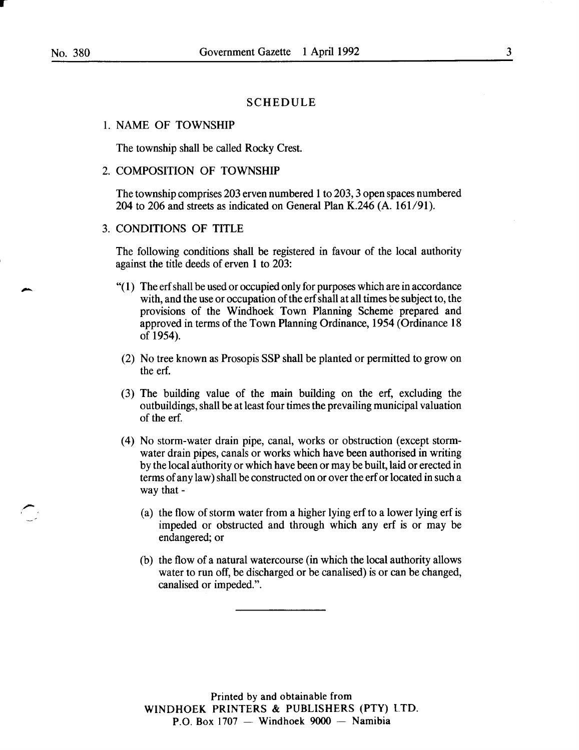## SCHEDULE

### 1. NAME OF TOWNSHIP

The township shall be called Rocky Crest.

### 2. COMPOSITION OF TOWNSHIP

The township comprises 203 erven numbered 1 to 203, 3 open spaces numbered 204 to 206 and streets as indicated on General Plan K.246 (A. 161/91).

### 3. CONDITIONS OF TITLE

The following conditions shall be registered in favour of the local authority against the title deeds of erven 1 to 203:

"(1) The erf shall be used or occupied only for purposes which are in accordance with, and the use or occupation of the erf shall at all times be subject to, the provisions of the Windhoek Town Planning Scheme prepared and approved in terms of the Town Planning Ordinance, 1954 (Ordinance 18 of 1954).

(2) No tree known as Prosopis SSP shall be planted or permitted to grow on the erf.

(3) The building value of the main building on the erf, excluding the outbuildings, shall be at least four times the prevailing municipal valuation of the erf.

(4) No storm-water drain pipe, canal, works or obstruction (except storm-water drain pipes, canals or works which have been authorised in writing by the local authority or which have been or may be built, laid or erected in terms of any law) shall be constructed on or over the erf or located in such a way that -

(a) the flow of storm water from a higher lying erf to a lower lying erf is impeded or obstructed and through which any erf is or may be endangered; or

(b) the flow of a natural watercourse (in which the local authority allows water to run off, be discharged or be canalised) is or can be changed, canalised or impeded.".

---

Printed by and obtainable from
WINDHOEK PRINTERS & PUBLISHERS (PTY) LTD.
P.O. Box 1707 — Windhoek 9000 — Namibia